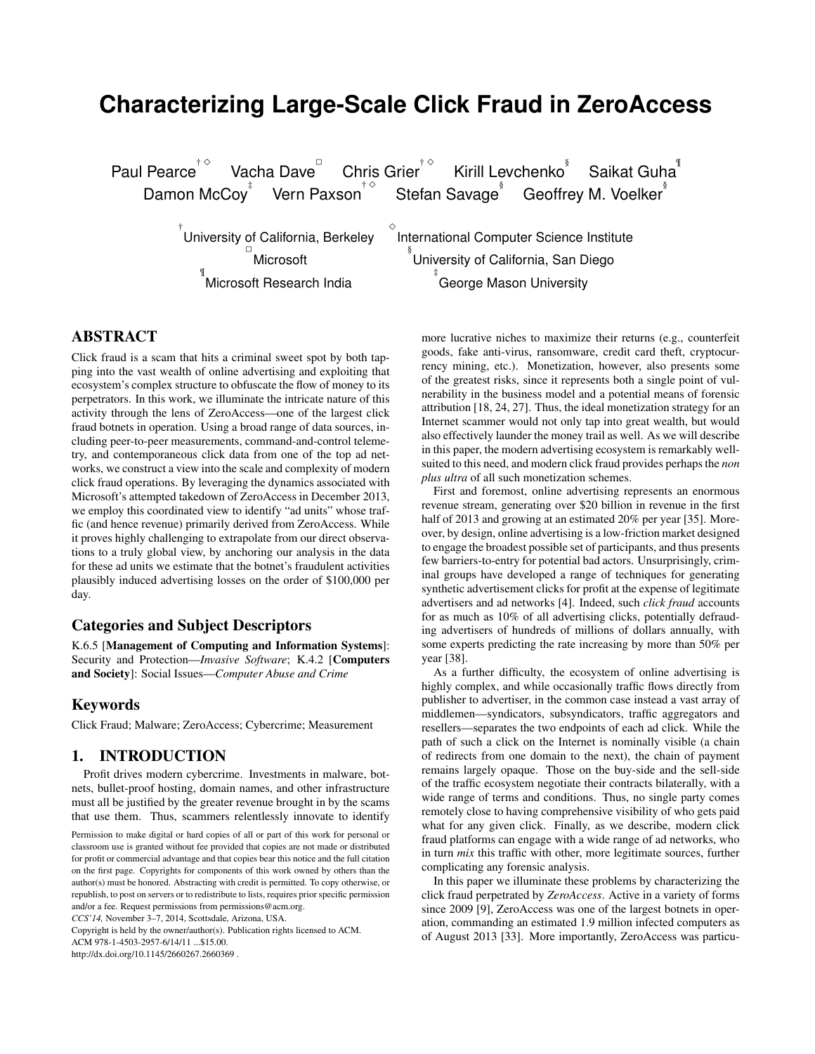# Characterizing Large-Scale Click Fraud in ZeroAccess

Paul Pearce[†◇] Vacha Dave[□] Chris Grier[†◇] Kirill Levchenko[§] Saikat Guha[¶]
Damon McCoy[‡] Vern Paxson[†◇] Stefan Savage[§] Geoffrey M. Voelker[§]

[†]University of California, Berkeley [◇]International Computer Science Institute
[□]Microsoft [§]University of California, San Diego
[¶]Microsoft Research India [‡]George Mason University

## ABSTRACT

Click fraud is a scam that hits a criminal sweet spot by both tapping into the vast wealth of online advertising and exploiting that ecosystem's complex structure to obfuscate the flow of money to its perpetrators. In this work, we illuminate the intricate nature of this activity through the lens of ZeroAccess—one of the largest click fraud botnets in operation. Using a broad range of data sources, including peer-to-peer measurements, command-and-control telemetry, and contemporaneous click data from one of the top ad networks, we construct a view into the scale and complexity of modern click fraud operations. By leveraging the dynamics associated with Microsoft's attempted takedown of ZeroAccess in December 2013, we employ this coordinated view to identify "ad units" whose traffic (and hence revenue) primarily derived from ZeroAccess. While it proves highly challenging to extrapolate from our direct observations to a truly global view, by anchoring our analysis in the data for these ad units we estimate that the botnet's fraudulent activities plausibly induced advertising losses on the order of $100,000 per day.

### Categories and Subject Descriptors

K.6.5 [**Management of Computing and Information Systems**]: Security and Protection—*Invasive Software*; K.4.2 [**Computers and Society**]: Social Issues—*Computer Abuse and Crime*

### Keywords

Click Fraud; Malware; ZeroAccess; Cybercrime; Measurement

## 1. INTRODUCTION

Profit drives modern cybercrime. Investments in malware, botnets, bullet-proof hosting, domain names, and other infrastructure must all be justified by the greater revenue brought in by the scams that use them. Thus, scammers relentlessly innovate to identify more lucrative niches to maximize their returns (e.g., counterfeit goods, fake anti-virus, ransomware, credit card theft, cryptocurrency mining, etc.). Monetization, however, also presents some of the greatest risks, since it represents both a single point of vulnerability in the business model and a potential means of forensic attribution [18, 24, 27]. Thus, the ideal monetization strategy for an Internet scammer would not only tap into great wealth, but would also effectively launder the money trail as well. As we will describe in this paper, the modern advertising ecosystem is remarkably well-suited to this need, and modern click fraud provides perhaps the *non plus ultra* of all such monetization schemes.

First and foremost, online advertising represents an enormous revenue stream, generating over $20 billion in revenue in the first half of 2013 and growing at an estimated 20% per year [35]. Moreover, by design, online advertising is a low-friction market designed to engage the broadest possible set of participants, and thus presents few barriers-to-entry for potential bad actors. Unsurprisingly, criminal groups have developed a range of techniques for generating synthetic advertisement clicks for profit at the expense of legitimate advertisers and ad networks [4]. Indeed, such *click fraud* accounts for as much as 10% of all advertising clicks, potentially defrauding advertisers of hundreds of millions of dollars annually, with some experts predicting the rate increasing by more than 50% per year [38].

As a further difficulty, the ecosystem of online advertising is highly complex, and while occasionally traffic flows directly from publisher to advertiser, in the common case instead a vast array of middlemen—syndicators, subsyndicators, traffic aggregators and resellers—separates the two endpoints of each ad click. While the path of such a click on the Internet is nominally visible (a chain of redirects from one domain to the next), the chain of payment remains largely opaque. Those on the buy-side and the sell-side of the traffic ecosystem negotiate their contracts bilaterally, with a wide range of terms and conditions. Thus, no single party comes remotely close to having comprehensive visibility of who gets paid what for any given click. Finally, as we describe, modern click fraud platforms can engage with a wide range of ad networks, who in turn *mix* this traffic with other, more legitimate sources, further complicating any forensic analysis.

In this paper we illuminate these problems by characterizing the click fraud perpetrated by *ZeroAccess*. Active in a variety of forms since 2009 [9], ZeroAccess was one of the largest botnets in operation, commanding an estimated 1.9 million infected computers as of August 2013 [33]. More importantly, ZeroAccess was particu-

Permission to make digital or hard copies of all or part of this work for personal or classroom use is granted without fee provided that copies are not made or distributed for profit or commercial advantage and that copies bear this notice and the full citation on the first page. Copyrights for components of this work owned by others than the author(s) must be honored. Abstracting with credit is permitted. To copy otherwise, or republish, to post on servers or to redistribute to lists, requires prior specific permission and/or a fee. Request permissions from permissions@acm.org.
*CCS'14,* November 3–7, 2014, Scottsdale, Arizona, USA.
Copyright is held by the owner/author(s). Publication rights licensed to ACM.
ACM 978-1-4503-2957-6/14/11 ...$15.00.
http://dx.doi.org/10.1145/2660267.2660369 .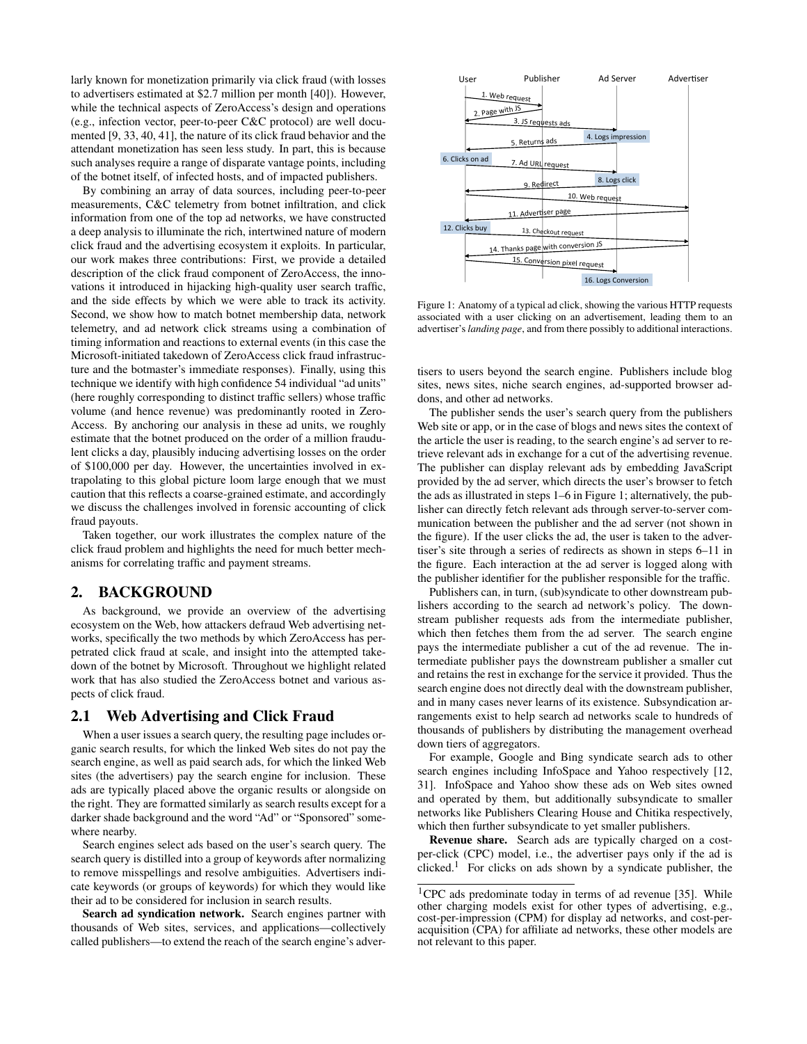larly known for monetization primarily via click fraud (with losses to advertisers estimated at $2.7 million per month [40]). However, while the technical aspects of ZeroAccess's design and operations (e.g., infection vector, peer-to-peer C&C protocol) are well documented [9, 33, 40, 41], the nature of its click fraud behavior and the attendant monetization has seen less study. In part, this is because such analyses require a range of disparate vantage points, including of the botnet itself, of infected hosts, and of impacted publishers.

By combining an array of data sources, including peer-to-peer measurements, C&C telemetry from botnet infiltration, and click information from one of the top ad networks, we have constructed a deep analysis to illuminate the rich, intertwined nature of modern click fraud and the advertising ecosystem it exploits. In particular, our work makes three contributions: First, we provide a detailed description of the click fraud component of ZeroAccess, the innovations it introduced in hijacking high-quality user search traffic, and the side effects by which we were able to track its activity. Second, we show how to match botnet membership data, network telemetry, and ad network click streams using a combination of timing information and reactions to external events (in this case the Microsoft-initiated takedown of ZeroAccess click fraud infrastructure and the botmaster's immediate responses). Finally, using this technique we identify with high confidence 54 individual "ad units" (here roughly corresponding to distinct traffic sellers) whose traffic volume (and hence revenue) was predominantly rooted in ZeroAccess. By anchoring our analysis in these ad units, we roughly estimate that the botnet produced on the order of a million fraudulent clicks a day, plausibly inducing advertising losses on the order of $100,000 per day. However, the uncertainties involved in extrapolating to this global picture loom large enough that we must caution that this reflects a coarse-grained estimate, and accordingly we discuss the challenges involved in forensic accounting of click fraud payouts.

Taken together, our work illustrates the complex nature of the click fraud problem and highlights the need for much better mechanisms for correlating traffic and payment streams.

## 2. BACKGROUND

As background, we provide an overview of the advertising ecosystem on the Web, how attackers defraud Web advertising networks, specifically the two methods by which ZeroAccess has perpetrated click fraud at scale, and insight into the attempted takedown of the botnet by Microsoft. Throughout we highlight related work that has also studied the ZeroAccess botnet and various aspects of click fraud.

### 2.1 Web Advertising and Click Fraud

When a user issues a search query, the resulting page includes organic search results, for which the linked Web sites do not pay the search engine, as well as paid search ads, for which the linked Web sites (the advertisers) pay the search engine for inclusion. These ads are typically placed above the organic results or alongside on the right. They are formatted similarly as search results except for a darker shade background and the word "Ad" or "Sponsored" somewhere nearby.

Search engines select ads based on the user's search query. The search query is distilled into a group of keywords after normalizing to remove misspellings and resolve ambiguities. Advertisers indicate keywords (or groups of keywords) for which they would like their ad to be considered for inclusion in search results.

**Search ad syndication network.** Search engines partner with thousands of Web sites, services, and applications—collectively called publishers—to extend the reach of the search engine's advertisers to users beyond the search engine. Publishers include blog sites, news sites, niche search engines, ad-supported browser add-ons, and other ad networks.

Figure 1: Anatomy of a typical ad click, showing the various HTTP requests associated with a user clicking on an advertisement, leading them to an advertiser's *landing page*, and from there possibly to additional interactions.

The publisher sends the user's search query from the publishers Web site or app, or in the case of blogs and news sites the context of the article the user is reading, to the search engine's ad server to retrieve relevant ads in exchange for a cut of the advertising revenue. The publisher can display relevant ads by embedding JavaScript provided by the ad server, which directs the user's browser to fetch the ads as illustrated in steps 1–6 in Figure 1; alternatively, the publisher can directly fetch relevant ads through server-to-server communication between the publisher and the ad server (not shown in the figure). If the user clicks the ad, the user is taken to the advertiser's site through a series of redirects as shown in steps 6–11 in the figure. Each interaction at the ad server is logged along with the publisher identifier for the publisher responsible for the traffic.

Publishers can, in turn, (sub)syndicate to other downstream publishers according to the search ad network's policy. The downstream publisher requests ads from the intermediate publisher, which then fetches them from the ad server. The search engine pays the intermediate publisher a cut of the ad revenue. The intermediate publisher pays the downstream publisher a smaller cut and retains the rest in exchange for the service it provided. Thus the search engine does not directly deal with the downstream publisher, and in many cases never learns of its existence. Subsyndication arrangements exist to help search ad networks scale to hundreds of thousands of publishers by distributing the management overhead down tiers of aggregators.

For example, Google and Bing syndicate search ads to other search engines including InfoSpace and Yahoo respectively [12, 31]. InfoSpace and Yahoo show these ads on Web sites owned and operated by them, but additionally subsyndicate to smaller networks like Publishers Clearing House and Chitika respectively, which then further subsyndicate to yet smaller publishers.

**Revenue share.** Search ads are typically charged on a cost-per-click (CPC) model, i.e., the advertiser pays only if the ad is clicked.[1] For clicks on ads shown by a syndicate publisher, the

[1] CPC ads predominate today in terms of ad revenue [35]. While other charging models exist for other types of advertising, e.g., cost-per-impression (CPM) for display ad networks, and cost-per-acquisition (CPA) for affiliate ad networks, these other models are not relevant to this paper.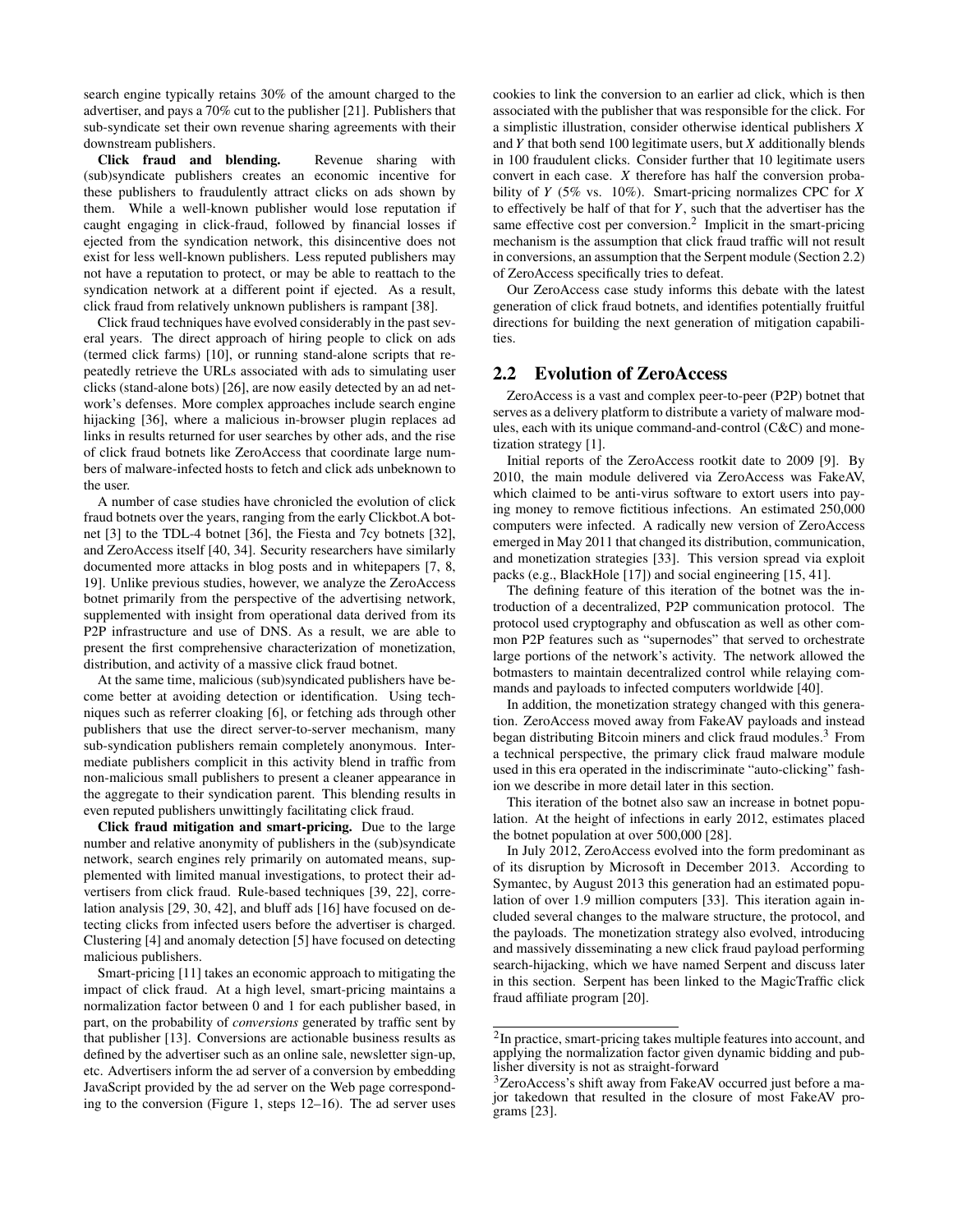search engine typically retains 30% of the amount charged to the advertiser, and pays a 70% cut to the publisher [21]. Publishers that sub-syndicate set their own revenue sharing agreements with their downstream publishers.

**Click fraud and blending.** Revenue sharing with (sub)syndicate publishers creates an economic incentive for these publishers to fraudulently attract clicks on ads shown by them. While a well-known publisher would lose reputation if caught engaging in click-fraud, followed by financial losses if ejected from the syndication network, this disincentive does not exist for less well-known publishers. Less reputed publishers may not have a reputation to protect, or may be able to reattach to the syndication network at a different point if ejected. As a result, click fraud from relatively unknown publishers is rampant [38].

Click fraud techniques have evolved considerably in the past several years. The direct approach of hiring people to click on ads (termed click farms) [10], or running stand-alone scripts that repeatedly retrieve the URLs associated with ads to simulating user clicks (stand-alone bots) [26], are now easily detected by an ad network's defenses. More complex approaches include search engine hijacking [36], where a malicious in-browser plugin replaces ad links in results returned for user searches by other ads, and the rise of click fraud botnets like ZeroAccess that coordinate large numbers of malware-infected hosts to fetch and click ads unbeknown to the user.

A number of case studies have chronicled the evolution of click fraud botnets over the years, ranging from the early Clickbot.A botnet [3] to the TDL-4 botnet [36], the Fiesta and 7cy botnets [32], and ZeroAccess itself [40, 34]. Security researchers have similarly documented more attacks in blog posts and in whitepapers [7, 8, 19]. Unlike previous studies, however, we analyze the ZeroAccess botnet primarily from the perspective of the advertising network, supplemented with insight from operational data derived from its P2P infrastructure and use of DNS. As a result, we are able to present the first comprehensive characterization of monetization, distribution, and activity of a massive click fraud botnet.

At the same time, malicious (sub)syndicated publishers have become better at avoiding detection or identification. Using techniques such as referrer cloaking [6], or fetching ads through other publishers that use the direct server-to-server mechanism, many sub-syndication publishers remain completely anonymous. Intermediate publishers complicit in this activity blend in traffic from non-malicious small publishers to present a cleaner appearance in the aggregate to their syndication parent. This blending results in even reputed publishers unwittingly facilitating click fraud.

**Click fraud mitigation and smart-pricing.** Due to the large number and relative anonymity of publishers in the (sub)syndicate network, search engines rely primarily on automated means, supplemented with limited manual investigations, to protect their advertisers from click fraud. Rule-based techniques [39, 22], correlation analysis [29, 30, 42], and bluff ads [16] have focused on detecting clicks from infected users before the advertiser is charged. Clustering [4] and anomaly detection [5] have focused on detecting malicious publishers.

Smart-pricing [11] takes an economic approach to mitigating the impact of click fraud. At a high level, smart-pricing maintains a normalization factor between 0 and 1 for each publisher based, in part, on the probability of *conversions* generated by traffic sent by that publisher [13]. Conversions are actionable business results as defined by the advertiser such as an online sale, newsletter sign-up, etc. Advertisers inform the ad server of a conversion by embedding JavaScript provided by the ad server on the Web page corresponding to the conversion (Figure 1, steps 12–16). The ad server uses cookies to link the conversion to an earlier ad click, which is then associated with the publisher that was responsible for the click. For a simplistic illustration, consider otherwise identical publishers $X$ and $Y$ that both send 100 legitimate users, but $X$ additionally blends in 100 fraudulent clicks. Consider further that 10 legitimate users convert in each case. $X$ therefore has half the conversion probability of $Y$ (5% vs. 10%). Smart-pricing normalizes CPC for $X$ to effectively be half of that for $Y$, such that the advertiser has the same effective cost per conversion.[2] Implicit in the smart-pricing mechanism is the assumption that click fraud traffic will not result in conversions, an assumption that the Serpent module (Section 2.2) of ZeroAccess specifically tries to defeat.

Our ZeroAccess case study informs this debate with the latest generation of click fraud botnets, and identifies potentially fruitful directions for building the next generation of mitigation capabilities.

## 2.2 Evolution of ZeroAccess

ZeroAccess is a vast and complex peer-to-peer (P2P) botnet that serves as a delivery platform to distribute a variety of malware modules, each with its unique command-and-control (C&C) and monetization strategy [1].

Initial reports of the ZeroAccess rootkit date to 2009 [9]. By 2010, the main module delivered via ZeroAccess was FakeAV, which claimed to be anti-virus software to extort users into paying money to remove fictitious infections. An estimated 250,000 computers were infected. A radically new version of ZeroAccess emerged in May 2011 that changed its distribution, communication, and monetization strategies [33]. This version spread via exploit packs (e.g., BlackHole [17]) and social engineering [15, 41].

The defining feature of this iteration of the botnet was the introduction of a decentralized, P2P communication protocol. The protocol used cryptography and obfuscation as well as other common P2P features such as "supernodes" that served to orchestrate large portions of the network's activity. The network allowed the botmasters to maintain decentralized control while relaying commands and payloads to infected computers worldwide [40].

In addition, the monetization strategy changed with this generation. ZeroAccess moved away from FakeAV payloads and instead began distributing Bitcoin miners and click fraud modules.[3] From a technical perspective, the primary click fraud malware module used in this era operated in the indiscriminate "auto-clicking" fashion we describe in more detail later in this section.

This iteration of the botnet also saw an increase in botnet population. At the height of infections in early 2012, estimates placed the botnet population at over 500,000 [28].

In July 2012, ZeroAccess evolved into the form predominant as of its disruption by Microsoft in December 2013. According to Symantec, by August 2013 this generation had an estimated population of over 1.9 million computers [33]. This iteration again included several changes to the malware structure, the protocol, and the payloads. The monetization strategy also evolved, introducing and massively disseminating a new click fraud payload performing search-hijacking, which we have named Serpent and discuss later in this section. Serpent has been linked to the MagicTraffic click fraud affiliate program [20].

---

[2] In practice, smart-pricing takes multiple features into account, and applying the normalization factor given dynamic bidding and publisher diversity is not as straight-forward

[3] ZeroAccess's shift away from FakeAV occurred just before a major takedown that resulted in the closure of most FakeAV programs [23].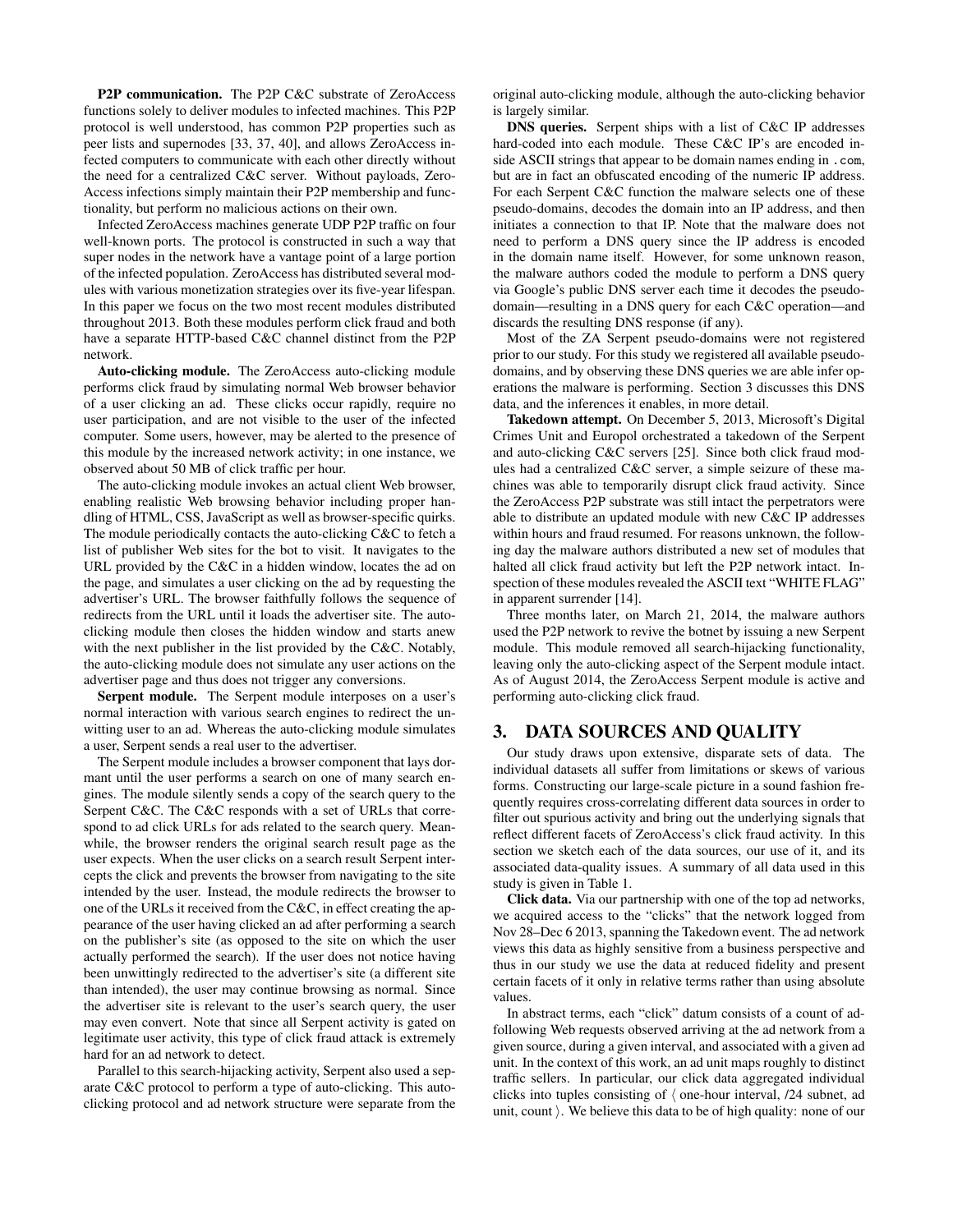**P2P communication.** The P2P C&C substrate of ZeroAccess functions solely to deliver modules to infected machines. This P2P protocol is well understood, has common P2P properties such as peer lists and supernodes [33, 37, 40], and allows ZeroAccess infected computers to communicate with each other directly without the need for a centralized C&C server. Without payloads, ZeroAccess infections simply maintain their P2P membership and functionality, but perform no malicious actions on their own.

Infected ZeroAccess machines generate UDP P2P traffic on four well-known ports. The protocol is constructed in such a way that super nodes in the network have a vantage point of a large portion of the infected population. ZeroAccess has distributed several modules with various monetization strategies over its five-year lifespan. In this paper we focus on the two most recent modules distributed throughout 2013. Both these modules perform click fraud and both have a separate HTTP-based C&C channel distinct from the P2P network.

**Auto-clicking module.** The ZeroAccess auto-clicking module performs click fraud by simulating normal Web browser behavior of a user clicking an ad. These clicks occur rapidly, require no user participation, and are not visible to the user of the infected computer. Some users, however, may be alerted to the presence of this module by the increased network activity; in one instance, we observed about 50 MB of click traffic per hour.

The auto-clicking module invokes an actual client Web browser, enabling realistic Web browsing behavior including proper handling of HTML, CSS, JavaScript as well as browser-specific quirks. The module periodically contacts the auto-clicking C&C to fetch a list of publisher Web sites for the bot to visit. It navigates to the URL provided by the C&C in a hidden window, locates the ad on the page, and simulates a user clicking on the ad by requesting the advertiser's URL. The browser faithfully follows the sequence of redirects from the URL until it loads the advertiser site. The auto-clicking module then closes the hidden window and starts anew with the next publisher in the list provided by the C&C. Notably, the auto-clicking module does not simulate any user actions on the advertiser page and thus does not trigger any conversions.

**Serpent module.** The Serpent module interposes on a user's normal interaction with various search engines to redirect the unwitting user to an ad. Whereas the auto-clicking module simulates a user, Serpent sends a real user to the advertiser.

The Serpent module includes a browser component that lays dormant until the user performs a search on one of many search engines. The module silently sends a copy of the search query to the Serpent C&C. The C&C responds with a set of URLs that correspond to ad click URLs for ads related to the search query. Meanwhile, the browser renders the original search result page as the user expects. When the user clicks on a search result Serpent intercepts the click and prevents the browser from navigating to the site intended by the user. Instead, the module redirects the browser to one of the URLs it received from the C&C, in effect creating the appearance of the user having clicked an ad after performing a search on the publisher's site (as opposed to the site on which the user actually performed the search). If the user does not notice having been unwittingly redirected to the advertiser's site (a different site than intended), the user may continue browsing as normal. Since the advertiser site is relevant to the user's search query, the user may even convert. Note that since all Serpent activity is gated on legitimate user activity, this type of click fraud attack is extremely hard for an ad network to detect.

Parallel to this search-hijacking activity, Serpent also used a separate C&C protocol to perform a type of auto-clicking. This auto-clicking protocol and ad network structure were separate from the original auto-clicking module, although the auto-clicking behavior is largely similar.

**DNS queries.** Serpent ships with a list of C&C IP addresses hard-coded into each module. These C&C IP's are encoded inside ASCII strings that appear to be domain names ending in `.com`, but are in fact an obfuscated encoding of the numeric IP address. For each Serpent C&C function the malware selects one of these pseudo-domains, decodes the domain into an IP address, and then initiates a connection to that IP. Note that the malware does not need to perform a DNS query since the IP address is encoded in the domain name itself. However, for some unknown reason, the malware authors coded the module to perform a DNS query via Google's public DNS server each time it decodes the pseudo-domain—resulting in a DNS query for each C&C operation—and discards the resulting DNS response (if any).

Most of the ZA Serpent pseudo-domains were not registered prior to our study. For this study we registered all available pseudo-domains, and by observing these DNS queries we are able infer operations the malware is performing. Section 3 discusses this DNS data, and the inferences it enables, in more detail.

**Takedown attempt.** On December 5, 2013, Microsoft's Digital Crimes Unit and Europol orchestrated a takedown of the Serpent and auto-clicking C&C servers [25]. Since both click fraud modules had a centralized C&C server, a simple seizure of these machines was able to temporarily disrupt click fraud activity. Since the ZeroAccess P2P substrate was still intact the perpetrators were able to distribute an updated module with new C&C IP addresses within hours and fraud resumed. For reasons unknown, the following day the malware authors distributed a new set of modules that halted all click fraud activity but left the P2P network intact. Inspection of these modules revealed the ASCII text "WHITE FLAG" in apparent surrender [14].

Three months later, on March 21, 2014, the malware authors used the P2P network to revive the botnet by issuing a new Serpent module. This module removed all search-hijacking functionality, leaving only the auto-clicking aspect of the Serpent module intact. As of August 2014, the ZeroAccess Serpent module is active and performing auto-clicking click fraud.

## 3. DATA SOURCES AND QUALITY

Our study draws upon extensive, disparate sets of data. The individual datasets all suffer from limitations or skews of various forms. Constructing our large-scale picture in a sound fashion frequently requires cross-correlating different data sources in order to filter out spurious activity and bring out the underlying signals that reflect different facets of ZeroAccess's click fraud activity. In this section we sketch each of the data sources, our use of it, and its associated data-quality issues. A summary of all data used in this study is given in Table 1.

**Click data.** Via our partnership with one of the top ad networks, we acquired access to the "clicks" that the network logged from Nov 28–Dec 6 2013, spanning the Takedown event. The ad network views this data as highly sensitive from a business perspective and thus in our study we use the data at reduced fidelity and present certain facets of it only in relative terms rather than using absolute values.

In abstract terms, each "click" datum consists of a count of ad-following Web requests observed arriving at the ad network from a given source, during a given interval, and associated with a given ad unit. In the context of this work, an ad unit maps roughly to distinct traffic sellers. In particular, our click data aggregated individual clicks into tuples consisting of $\langle$ one-hour interval, /24 subnet, ad unit, count $\rangle$. We believe this data to be of high quality: none of our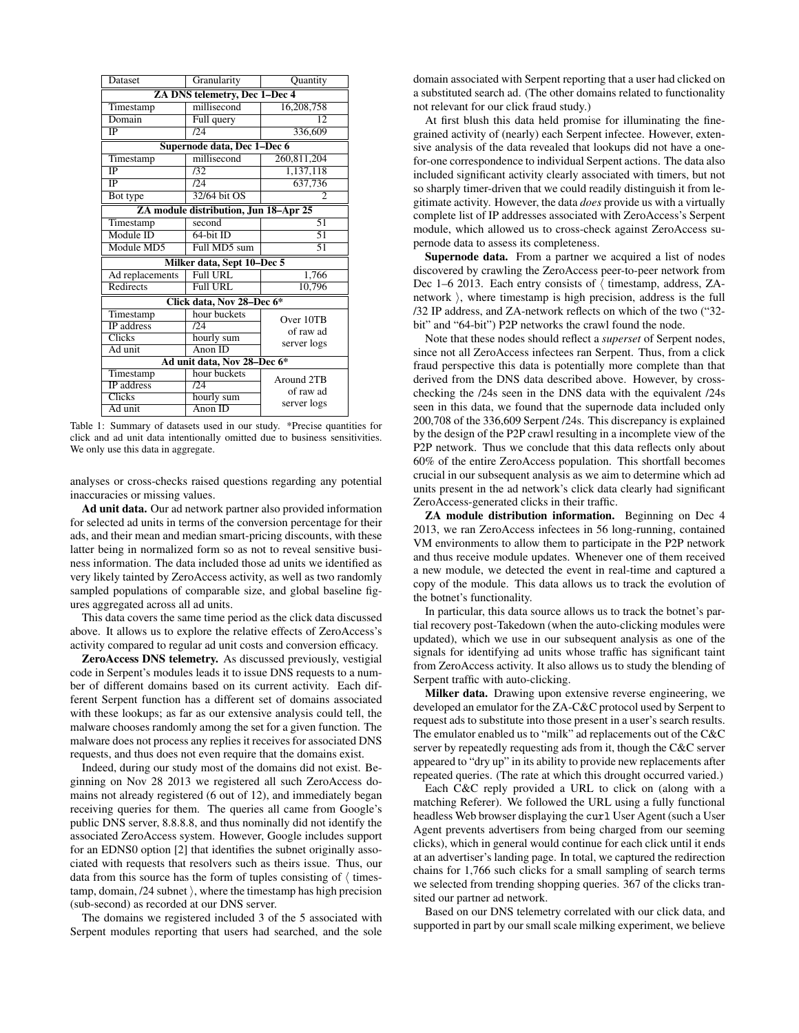| Dataset | Granularity | Quantity |
|---|---|---|
| **ZA DNS telemetry, Dec 1–Dec 4** | | |
| Timestamp | millisecond | 16,208,758 |
| Domain | Full query | 12 |
| IP | /24 | 336,609 |
| **Supernode data, Dec 1–Dec 6** | | |
| Timestamp | millisecond | 260,811,204 |
| IP | /32 | 1,137,118 |
| IP | /24 | 637,736 |
| Bot type | 32/64 bit OS | 2 |
| **ZA module distribution, Jun 18–Apr 25** | | |
| Timestamp | second | 51 |
| Module ID | 64-bit ID | 51 |
| Module MD5 | Full MD5 sum | 51 |
| **Milker data, Sept 10–Dec 5** | | |
| Ad replacements | Full URL | 1,766 |
| Redirects | Full URL | 10,796 |
| **Click data, Nov 28–Dec 6*** | | |
| Timestamp | hour buckets | Over 10TB of raw ad server logs |
| IP address | /24 | |
| Clicks | hourly sum | |
| Ad unit | Anon ID | |
| **Ad unit data, Nov 28–Dec 6*** | | |
| Timestamp | hour buckets | Around 2TB of raw ad server logs |
| IP address | /24 | |
| Clicks | hourly sum | |
| Ad unit | Anon ID | |

Table 1: Summary of datasets used in our study. *Precise quantities for click and ad unit data intentionally omitted due to business sensitivities. We only use this data in aggregate.

analyses or cross-checks raised questions regarding any potential inaccuracies or missing values.

**Ad unit data.** Our ad network partner also provided information for selected ad units in terms of the conversion percentage for their ads, and their mean and median smart-pricing discounts, with these latter being in normalized form so as not to reveal sensitive business information. The data included those ad units we identified as very likely tainted by ZeroAccess activity, as well as two randomly sampled populations of comparable size, and global baseline figures aggregated across all ad units.

This data covers the same time period as the click data discussed above. It allows us to explore the relative effects of ZeroAccess's activity compared to regular ad unit costs and conversion efficacy.

**ZeroAccess DNS telemetry.** As discussed previously, vestigial code in Serpent's modules leads it to issue DNS requests to a number of different domains based on its current activity. Each different Serpent function has a different set of domains associated with these lookups; as far as our extensive analysis could tell, the malware chooses randomly among the set for a given function. The malware does not process any replies it receives for associated DNS requests, and thus does not even require that the domains exist.

Indeed, during our study most of the domains did not exist. Beginning on Nov 28 2013 we registered all such ZeroAccess domains not already registered (6 out of 12), and immediately began receiving queries for them. The queries all came from Google's public DNS server, 8.8.8.8, and thus nominally did not identify the associated ZeroAccess system. However, Google includes support for an EDNS0 option [2] that identifies the subnet originally associated with requests that resolvers such as theirs issue. Thus, our data from this source has the form of tuples consisting of ⟨ timestamp, domain, /24 subnet ⟩, where the timestamp has high precision (sub-second) as recorded at our DNS server.

The domains we registered included 3 of the 5 associated with Serpent modules reporting that users had searched, and the sole domain associated with Serpent reporting that a user had clicked on a substituted search ad. (The other domains related to functionality not relevant for our click fraud study.)

At first blush this data held promise for illuminating the fine-grained activity of (nearly) each Serpent infectee. However, extensive analysis of the data revealed that lookups did not have a one-for-one correspondence to individual Serpent actions. The data also included significant activity clearly associated with timers, but not so sharply timer-driven that we could readily distinguish it from legitimate activity. However, the data *does* provide us with a virtually complete list of IP addresses associated with ZeroAccess's Serpent module, which allowed us to cross-check against ZeroAccess supernode data to assess its completeness.

**Supernode data.** From a partner we acquired a list of nodes discovered by crawling the ZeroAccess peer-to-peer network from Dec 1–6 2013. Each entry consists of ⟨ timestamp, address, ZA-network ⟩, where timestamp is high precision, address is the full /32 IP address, and ZA-network reflects on which of the two ("32-bit" and "64-bit") P2P networks the crawl found the node.

Note that these nodes should reflect a *superset* of Serpent nodes, since not all ZeroAccess infectees ran Serpent. Thus, from a click fraud perspective this data is potentially more complete than that derived from the DNS data described above. However, by cross-checking the /24s seen in the DNS data with the equivalent /24s seen in this data, we found that the supernode data included only 200,708 of the 336,609 Serpent /24s. This discrepancy is explained by the design of the P2P crawl resulting in a incomplete view of the P2P network. Thus we conclude that this data reflects only about 60% of the entire ZeroAccess population. This shortfall becomes crucial in our subsequent analysis as we aim to determine which ad units present in the ad network's click data clearly had significant ZeroAccess-generated clicks in their traffic.

**ZA module distribution information.** Beginning on Dec 4 2013, we ran ZeroAccess infectees in 56 long-running, contained VM environments to allow them to participate in the P2P network and thus receive module updates. Whenever one of them received a new module, we detected the event in real-time and captured a copy of the module. This data allows us to track the evolution of the botnet's functionality.

In particular, this data source allows us to track the botnet's partial recovery post-Takedown (when the auto-clicking modules were updated), which we use in our subsequent analysis as one of the signals for identifying ad units whose traffic has significant taint from ZeroAccess activity. It also allows us to study the blending of Serpent traffic with auto-clicking.

**Milker data.** Drawing upon extensive reverse engineering, we developed an emulator for the ZA-C&C protocol used by Serpent to request ads to substitute into those present in a user's search results. The emulator enabled us to "milk" ad replacements out of the C&C server by repeatedly requesting ads from it, though the C&C server appeared to "dry up" in its ability to provide new replacements after repeated queries. (The rate at which this drought occurred varied.)

Each C&C reply provided a URL to click on (along with a matching Referer). We followed the URL using a fully functional headless Web browser displaying the `curl` User Agent (such a User Agent prevents advertisers from being charged from our seeming clicks), which in general would continue for each click until it ends at an advertiser's landing page. In total, we captured the redirection chains for 1,766 such clicks for a small sampling of search terms we selected from trending shopping queries. 367 of the clicks transited our partner ad network.

Based on our DNS telemetry correlated with our click data, and supported in part by our small scale milking experiment, we believe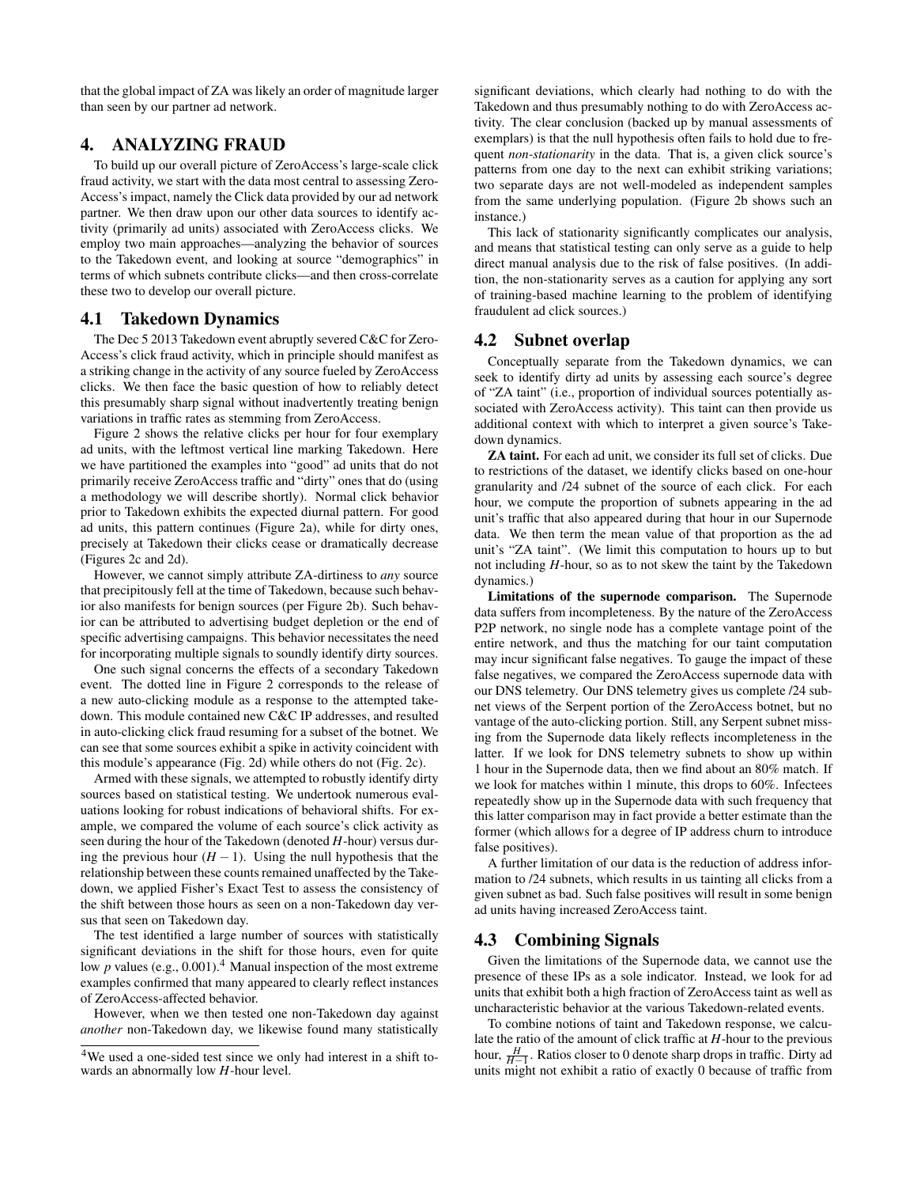that the global impact of ZA was likely an order of magnitude larger than seen by our partner ad network.

# 4. ANALYZING FRAUD

To build up our overall picture of ZeroAccess's large-scale click fraud activity, we start with the data most central to assessing ZeroAccess's impact, namely the Click data provided by our ad network partner. We then draw upon our other data sources to identify activity (primarily ad units) associated with ZeroAccess clicks. We employ two main approaches—analyzing the behavior of sources to the Takedown event, and looking at source "demographics" in terms of which subnets contribute clicks—and then cross-correlate these two to develop our overall picture.

## 4.1 Takedown Dynamics

The Dec 5 2013 Takedown event abruptly severed C&C for ZeroAccess's click fraud activity, which in principle should manifest as a striking change in the activity of any source fueled by ZeroAccess clicks. We then face the basic question of how to reliably detect this presumably sharp signal without inadvertently treating benign variations in traffic rates as stemming from ZeroAccess.

Figure 2 shows the relative clicks per hour for four exemplary ad units, with the leftmost vertical line marking Takedown. Here we have partitioned the examples into "good" ad units that do not primarily receive ZeroAccess traffic and "dirty" ones that do (using a methodology we will describe shortly). Normal click behavior prior to Takedown exhibits the expected diurnal pattern. For good ad units, this pattern continues (Figure 2a), while for dirty ones, precisely at Takedown their clicks cease or dramatically decrease (Figures 2c and 2d).

However, we cannot simply attribute ZA-dirtiness to *any* source that precipitously fell at the time of Takedown, because such behavior also manifests for benign sources (per Figure 2b). Such behavior can be attributed to advertising budget depletion or the end of specific advertising campaigns. This behavior necessitates the need for incorporating multiple signals to soundly identify dirty sources.

One such signal concerns the effects of a secondary Takedown event. The dotted line in Figure 2 corresponds to the release of a new auto-clicking module as a response to the attempted takedown. This module contained new C&C IP addresses, and resulted in auto-clicking click fraud resuming for a subset of the botnet. We can see that some sources exhibit a spike in activity coincident with this module's appearance (Fig. 2d) while others do not (Fig. 2c).

Armed with these signals, we attempted to robustly identify dirty sources based on statistical testing. We undertook numerous evaluations looking for robust indications of behavioral shifts. For example, we compared the volume of each source's click activity as seen during the hour of the Takedown (denoted $H$-hour) versus during the previous hour ($H-1$). Using the null hypothesis that the relationship between these counts remained unaffected by the Takedown, we applied Fisher's Exact Test to assess the consistency of the shift between those hours as seen on a non-Takedown day versus that seen on Takedown day.

The test identified a large number of sources with statistically significant deviations in the shift for those hours, even for quite low $p$ values (e.g., 0.001).[4] Manual inspection of the most extreme examples confirmed that many appeared to clearly reflect instances of ZeroAccess-affected behavior.

However, when we then tested one non-Takedown day against *another* non-Takedown day, we likewise found many statistically significant deviations, which clearly had nothing to do with the Takedown and thus presumably nothing to do with ZeroAccess activity. The clear conclusion (backed up by manual assessments of exemplars) is that the null hypothesis often fails to hold due to frequent *non-stationarity* in the data. That is, a given click source's patterns from one day to the next can exhibit striking variations; two separate days are not well-modeled as independent samples from the same underlying population. (Figure 2b shows such an instance.)

This lack of stationarity significantly complicates our analysis, and means that statistical testing can only serve as a guide to help direct manual analysis due to the risk of false positives. (In addition, the non-stationarity serves as a caution for applying any sort of training-based machine learning to the problem of identifying fraudulent ad click sources.)

## 4.2 Subnet overlap

Conceptually separate from the Takedown dynamics, we can seek to identify dirty ad units by assessing each source's degree of "ZA taint" (i.e., proportion of individual sources potentially associated with ZeroAccess activity). This taint can then provide us additional context with which to interpret a given source's Takedown dynamics.

**ZA taint.** For each ad unit, we consider its full set of clicks. Due to restrictions of the dataset, we identify clicks based on one-hour granularity and /24 subnet of the source of each click. For each hour, we compute the proportion of subnets appearing in the ad unit's traffic that also appeared during that hour in our Supernode data. We then term the mean value of that proportion as the ad unit's "ZA taint". (We limit this computation to hours up to but not including $H$-hour, so as to not skew the taint by the Takedown dynamics.)

**Limitations of the supernode comparison.** The Supernode data suffers from incompleteness. By the nature of the ZeroAccess P2P network, no single node has a complete vantage point of the entire network, and thus the matching for our taint computation may incur significant false negatives. To gauge the impact of these false negatives, we compared the ZeroAccess supernode data with our DNS telemetry. Our DNS telemetry gives us complete /24 subnet views of the Serpent portion of the ZeroAccess botnet, but no vantage of the auto-clicking portion. Still, any Serpent subnet missing from the Supernode data likely reflects incompleteness in the latter. If we look for DNS telemetry subnets to show up within 1 hour in the Supernode data, then we find about an 80% match. If we look for matches within 1 minute, this drops to 60%. Infectees repeatedly show up in the Supernode data with such frequency that this latter comparison may in fact provide a better estimate than the former (which allows for a degree of IP address churn to introduce false positives).

A further limitation of our data is the reduction of address information to /24 subnets, which results in us tainting all clicks from a given subnet as bad. Such false positives will result in some benign ad units having increased ZeroAccess taint.

## 4.3 Combining Signals

Given the limitations of the Supernode data, we cannot use the presence of these IPs as a sole indicator. Instead, we look for ad units that exhibit both a high fraction of ZeroAccess taint as well as uncharacteristic behavior at the various Takedown-related events.

To combine notions of taint and Takedown response, we calculate the ratio of the amount of click traffic at $H$-hour to the previous hour, $\frac{H}{H-1}$. Ratios closer to 0 denote sharp drops in traffic. Dirty ad units might not exhibit a ratio of exactly 0 because of traffic from

[4] We used a one-sided test since we only had interest in a shift towards an abnormally low $H$-hour level.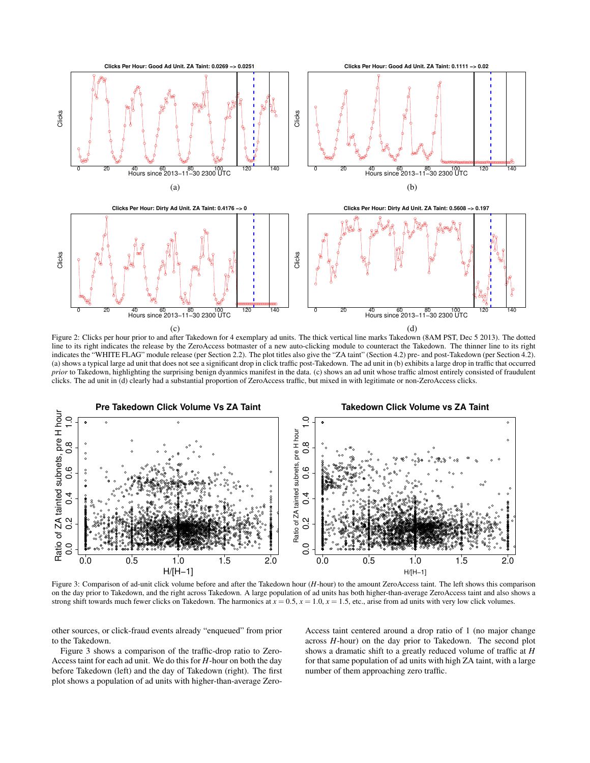Figure 2: Clicks per hour prior to and after Takedown for 4 exemplary ad units. The thick vertical line marks Takedown (8AM PST, Dec 5 2013). The dotted line to its right indicates the release by the ZeroAccess botmaster of a new auto-clicking module to counteract the Takedown. The thinner line to its right indicates the "WHITE FLAG" module release (per Section 2.2). The plot titles also give the "ZA taint" (Section 4.2) pre- and post-Takedown (per Section 4.2). (a) shows a typical large ad unit that does not see a significant drop in click traffic post-Takedown. The ad unit in (b) exhibits a large drop in traffic that occurred *prior* to Takedown, highlighting the surprising benign dyanmics manifest in the data. (c) shows an ad unit whose traffic almost entirely consisted of fraudulent clicks. The ad unit in (d) clearly had a substantial proportion of ZeroAccess traffic, but mixed in with legitimate or non-ZeroAccess clicks.

Figure 3: Comparison of ad-unit click volume before and after the Takedown hour ($H$-hour) to the amount ZeroAccess taint. The left shows this comparison on the day prior to Takedown, and the right across Takedown. A large population of ad units has both higher-than-average ZeroAccess taint and also shows a strong shift towards much fewer clicks on Takedown. The harmonics at $x = 0.5$, $x = 1.0$, $x = 1.5$, etc., arise from ad units with very low click volumes.

other sources, or click-fraud events already "enqueued" from prior to the Takedown.

Figure 3 shows a comparison of the traffic-drop ratio to ZeroAccess taint for each ad unit. We do this for $H$-hour on both the day before Takedown (left) and the day of Takedown (right). The first plot shows a population of ad units with higher-than-average ZeroAccess taint centered around a drop ratio of 1 (no major change across $H$-hour) on the day prior to Takedown. The second plot shows a dramatic shift to a greatly reduced volume of traffic at $H$ for that same population of ad units with high ZA taint, with a large number of them approaching zero traffic.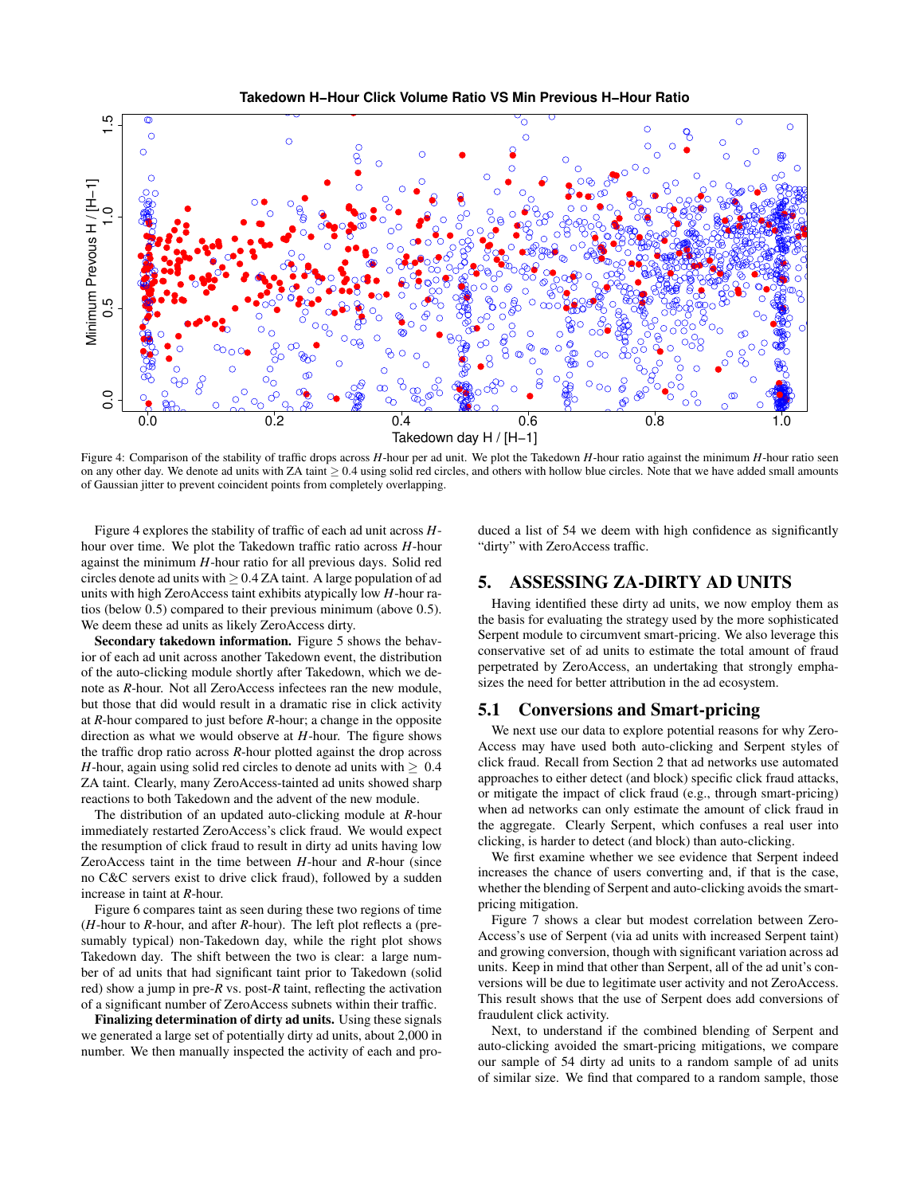Figure 4: Comparison of the stability of traffic drops across $H$-hour per ad unit. We plot the Takedown $H$-hour ratio against the minimum $H$-hour ratio seen on any other day. We denote ad units with ZA taint $\geq 0.4$ using solid red circles, and others with hollow blue circles. Note that we have added small amounts of Gaussian jitter to prevent coincident points from completely overlapping.

Figure 4 explores the stability of traffic of each ad unit across $H$-hour over time. We plot the Takedown traffic ratio across $H$-hour against the minimum $H$-hour ratio for all previous days. Solid red circles denote ad units with $\geq 0.4$ ZA taint. A large population of ad units with high ZeroAccess taint exhibits atypically low $H$-hour ratios (below 0.5) compared to their previous minimum (above 0.5). We deem these ad units as likely ZeroAccess dirty.

**Secondary takedown information.** Figure 5 shows the behavior of each ad unit across another Takedown event, the distribution of the auto-clicking module shortly after Takedown, which we denote as $R$-hour. Not all ZeroAccess infectees ran the new module, but those that did would result in a dramatic rise in click activity at $R$-hour compared to just before $R$-hour; a change in the opposite direction as what we would observe at $H$-hour. The figure shows the traffic drop ratio across $R$-hour plotted against the drop across $H$-hour, again using solid red circles to denote ad units with $\geq 0.4$ ZA taint. Clearly, many ZeroAccess-tainted ad units showed sharp reactions to both Takedown and the advent of the new module.

The distribution of an updated auto-clicking module at $R$-hour immediately restarted ZeroAccess's click fraud. We would expect the resumption of click fraud to result in dirty ad units having low ZeroAccess taint in the time between $H$-hour and $R$-hour (since no C&C servers exist to drive click fraud), followed by a sudden increase in taint at $R$-hour.

Figure 6 compares taint as seen during these two regions of time ($H$-hour to $R$-hour, and after $R$-hour). The left plot reflects a (presumably typical) non-Takedown day, while the right plot shows Takedown day. The shift between the two is clear: a large number of ad units that had significant taint prior to Takedown (solid red) show a jump in pre-$R$ vs. post-$R$ taint, reflecting the activation of a significant number of ZeroAccess subnets within their traffic.

**Finalizing determination of dirty ad units.** Using these signals we generated a large set of potentially dirty ad units, about 2,000 in number. We then manually inspected the activity of each and produced a list of 54 we deem with high confidence as significantly "dirty" with ZeroAccess traffic.

## 5. ASSESSING ZA-DIRTY AD UNITS

Having identified these dirty ad units, we now employ them as the basis for evaluating the strategy used by the more sophisticated Serpent module to circumvent smart-pricing. We also leverage this conservative set of ad units to estimate the total amount of fraud perpetrated by ZeroAccess, an undertaking that strongly emphasizes the need for better attribution in the ad ecosystem.

### 5.1 Conversions and Smart-pricing

We next use our data to explore potential reasons for why ZeroAccess may have used both auto-clicking and Serpent styles of click fraud. Recall from Section 2 that ad networks use automated approaches to either detect (and block) specific click fraud attacks, or mitigate the impact of click fraud (e.g., through smart-pricing) when ad networks can only estimate the amount of click fraud in the aggregate. Clearly Serpent, which confuses a real user into clicking, is harder to detect (and block) than auto-clicking.

We first examine whether we see evidence that Serpent indeed increases the chance of users converting and, if that is the case, whether the blending of Serpent and auto-clicking avoids the smart-pricing mitigation.

Figure 7 shows a clear but modest correlation between ZeroAccess's use of Serpent (via ad units with increased Serpent taint) and growing conversion, though with significant variation across ad units. Keep in mind that other than Serpent, all of the ad unit's conversions will be due to legitimate user activity and not ZeroAccess. This result shows that the use of Serpent does add conversions of fraudulent click activity.

Next, to understand if the combined blending of Serpent and auto-clicking avoided the smart-pricing mitigations, we compare our sample of 54 dirty ad units to a random sample of ad units of similar size. We find that compared to a random sample, those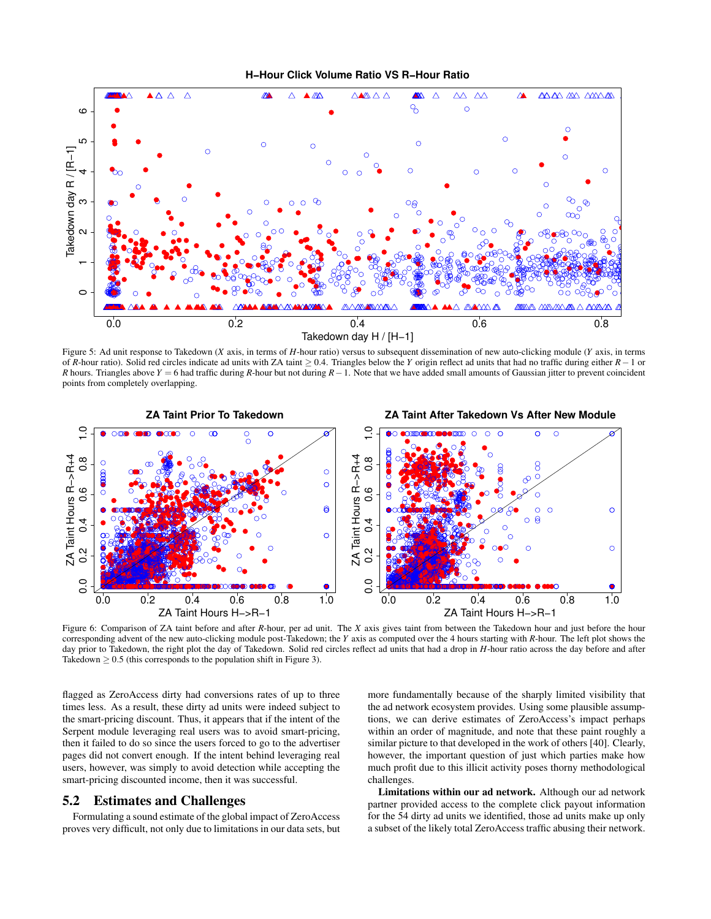Figure 5: Ad unit response to Takedown ($X$ axis, in terms of $H$-hour ratio) versus to subsequent dissemination of new auto-clicking module ($Y$ axis, in terms of $R$-hour ratio). Solid red circles indicate ad units with ZA taint $\geq 0.4$. Triangles below the $Y$ origin reflect ad units that had no traffic during either $R-1$ or $R$ hours. Triangles above $Y = 6$ had traffic during $R$-hour but not during $R-1$. Note that we have added small amounts of Gaussian jitter to prevent coincident points from completely overlapping.

Figure 6: Comparison of ZA taint before and after $R$-hour, per ad unit. The $X$ axis gives taint from between the Takedown hour and just before the hour corresponding advent of the new auto-clicking module post-Takedown; the $Y$ axis as computed over the 4 hours starting with $R$-hour. The left plot shows the day prior to Takedown, the right plot the day of Takedown. Solid red circles reflect ad units that had a drop in $H$-hour ratio across the day before and after Takedown $\geq 0.5$ (this corresponds to the population shift in Figure 3).

flagged as ZeroAccess dirty had conversions rates of up to three times less. As a result, these dirty ad units were indeed subject to the smart-pricing discount. Thus, it appears that if the intent of the Serpent module leveraging real users was to avoid smart-pricing, then it failed to do so since the users forced to go to the advertiser pages did not convert enough. If the intent behind leveraging real users, however, was simply to avoid detection while accepting the smart-pricing discounted income, then it was successful.

## 5.2 Estimates and Challenges

Formulating a sound estimate of the global impact of ZeroAccess proves very difficult, not only due to limitations in our data sets, but more fundamentally because of the sharply limited visibility that the ad network ecosystem provides. Using some plausible assumptions, we can derive estimates of ZeroAccess's impact perhaps within an order of magnitude, and note that these paint roughly a similar picture to that developed in the work of others [40]. Clearly, however, the important question of just which parties make how much profit due to this illicit activity poses thorny methodological challenges.

**Limitations within our ad network.** Although our ad network partner provided access to the complete click payout information for the 54 dirty ad units we identified, those ad units make up only a subset of the likely total ZeroAccess traffic abusing their network.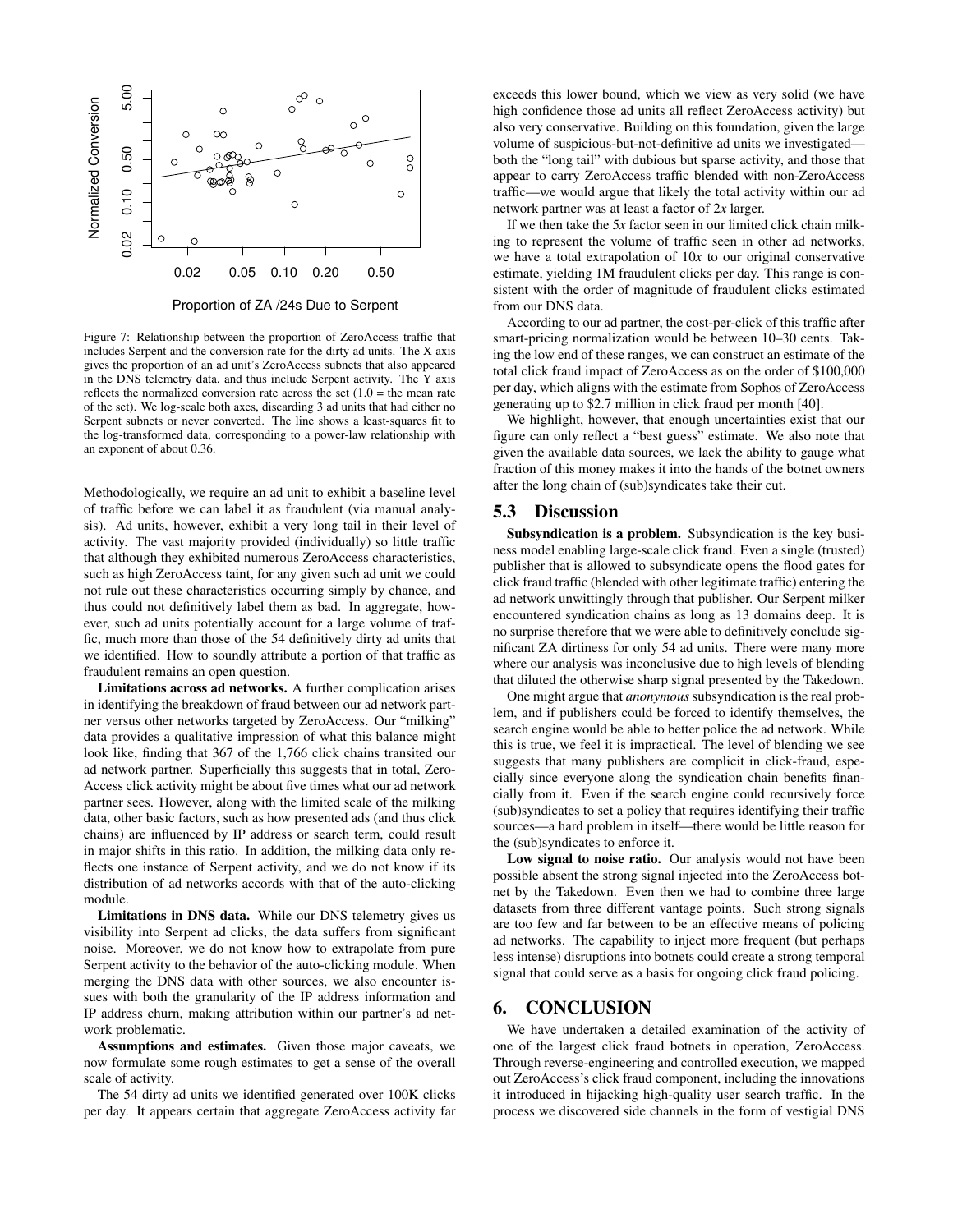Figure 7: Relationship between the proportion of ZeroAccess traffic that includes Serpent and the conversion rate for the dirty ad units. The X axis gives the proportion of an ad unit's ZeroAccess subnets that also appeared in the DNS telemetry data, and thus include Serpent activity. The Y axis reflects the normalized conversion rate across the set (1.0 = the mean rate of the set). We log-scale both axes, discarding 3 ad units that had either no Serpent subnets or never converted. The line shows a least-squares fit to the log-transformed data, corresponding to a power-law relationship with an exponent of about 0.36.

Methodologically, we require an ad unit to exhibit a baseline level of traffic before we can label it as fraudulent (via manual analysis). Ad units, however, exhibit a very long tail in their level of activity. The vast majority provided (individually) so little traffic that although they exhibited numerous ZeroAccess characteristics, such as high ZeroAccess taint, for any given such ad unit we could not rule out these characteristics occurring simply by chance, and thus could not definitively label them as bad. In aggregate, however, such ad units potentially account for a large volume of traffic, much more than those of the 54 definitively dirty ad units that we identified. How to soundly attribute a portion of that traffic as fraudulent remains an open question.

**Limitations across ad networks.** A further complication arises in identifying the breakdown of fraud between our ad network partner versus other networks targeted by ZeroAccess. Our "milking" data provides a qualitative impression of what this balance might look like, finding that 367 of the 1,766 click chains transited our ad network partner. Superficially this suggests that in total, ZeroAccess click activity might be about five times what our ad network partner sees. However, along with the limited scale of the milking data, other basic factors, such as how presented ads (and thus click chains) are influenced by IP address or search term, could result in major shifts in this ratio. In addition, the milking data only reflects one instance of Serpent activity, and we do not know if its distribution of ad networks accords with that of the auto-clicking module.

**Limitations in DNS data.** While our DNS telemetry gives us visibility into Serpent ad clicks, the data suffers from significant noise. Moreover, we do not know how to extrapolate from pure Serpent activity to the behavior of the auto-clicking module. When merging the DNS data with other sources, we also encounter issues with both the granularity of the IP address information and IP address churn, making attribution within our partner's ad network problematic.

**Assumptions and estimates.** Given those major caveats, we now formulate some rough estimates to get a sense of the overall scale of activity.

The 54 dirty ad units we identified generated over 100K clicks per day. It appears certain that aggregate ZeroAccess activity far exceeds this lower bound, which we view as very solid (we have high confidence those ad units all reflect ZeroAccess activity) but also very conservative. Building on this foundation, given the large volume of suspicious-but-not-definitive ad units we investigated—both the "long tail" with dubious but sparse activity, and those that appear to carry ZeroAccess traffic blended with non-ZeroAccess traffic—we would argue that likely the total activity within our ad network partner was at least a factor of $2x$ larger.

If we then take the $5x$ factor seen in our limited click chain milking to represent the volume of traffic seen in other ad networks, we have a total extrapolation of $10x$ to our original conservative estimate, yielding 1M fraudulent clicks per day. This range is consistent with the order of magnitude of fraudulent clicks estimated from our DNS data.

According to our ad partner, the cost-per-click of this traffic after smart-pricing normalization would be between 10–30 cents. Taking the low end of these ranges, we can construct an estimate of the total click fraud impact of ZeroAccess as on the order of \$100,000 per day, which aligns with the estimate from Sophos of ZeroAccess generating up to \$2.7 million in click fraud per month [40].

We highlight, however, that enough uncertainties exist that our figure can only reflect a "best guess" estimate. We also note that given the available data sources, we lack the ability to gauge what fraction of this money makes it into the hands of the botnet owners after the long chain of (sub)syndicates take their cut.

## 5.3 Discussion

**Subsyndication is a problem.** Subsyndication is the key business model enabling large-scale click fraud. Even a single (trusted) publisher that is allowed to subsyndicate opens the flood gates for click fraud traffic (blended with other legitimate traffic) entering the ad network unwittingly through that publisher. Our Serpent milker encountered syndication chains as long as 13 domains deep. It is no surprise therefore that we were able to definitively conclude significant ZA dirtiness for only 54 ad units. There were many more where our analysis was inconclusive due to high levels of blending that diluted the otherwise sharp signal presented by the Takedown.

One might argue that *anonymous* subsyndication is the real problem, and if publishers could be forced to identify themselves, the search engine would be able to better police the ad network. While this is true, we feel it is impractical. The level of blending we see suggests that many publishers are complicit in click-fraud, especially since everyone along the syndication chain benefits financially from it. Even if the search engine could recursively force (sub)syndicates to set a policy that requires identifying their traffic sources—a hard problem in itself—there would be little reason for the (sub)syndicates to enforce it.

**Low signal to noise ratio.** Our analysis would not have been possible absent the strong signal injected into the ZeroAccess botnet by the Takedown. Even then we had to combine three large datasets from three different vantage points. Such strong signals are too few and far between to be an effective means of policing ad networks. The capability to inject more frequent (but perhaps less intense) disruptions into botnets could create a strong temporal signal that could serve as a basis for ongoing click fraud policing.

# 6. CONCLUSION

We have undertaken a detailed examination of the activity of one of the largest click fraud botnets in operation, ZeroAccess. Through reverse-engineering and controlled execution, we mapped out ZeroAccess's click fraud component, including the innovations it introduced in hijacking high-quality user search traffic. In the process we discovered side channels in the form of vestigial DNS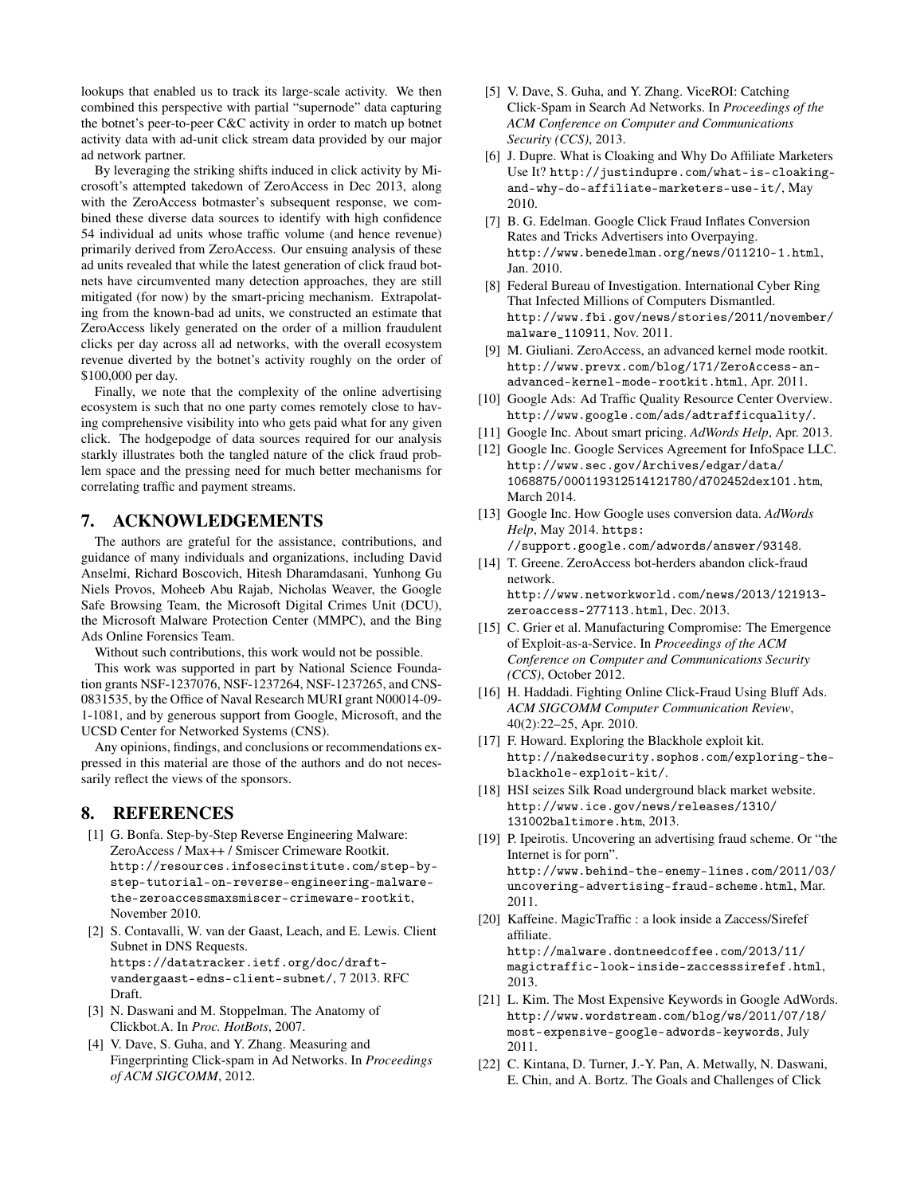lookups that enabled us to track its large-scale activity. We then combined this perspective with partial "supernode" data capturing the botnet's peer-to-peer C&C activity in order to match up botnet activity data with ad-unit click stream data provided by our major ad network partner.

By leveraging the striking shifts induced in click activity by Microsoft's attempted takedown of ZeroAccess in Dec 2013, along with the ZeroAccess botmaster's subsequent response, we combined these diverse data sources to identify with high confidence 54 individual ad units whose traffic volume (and hence revenue) primarily derived from ZeroAccess. Our ensuing analysis of these ad units revealed that while the latest generation of click fraud botnets have circumvented many detection approaches, they are still mitigated (for now) by the smart-pricing mechanism. Extrapolating from the known-bad ad units, we constructed an estimate that ZeroAccess likely generated on the order of a million fraudulent clicks per day across all ad networks, with the overall ecosystem revenue diverted by the botnet's activity roughly on the order of $100,000 per day.

Finally, we note that the complexity of the online advertising ecosystem is such that no one party comes remotely close to having comprehensive visibility into who gets paid what for any given click. The hodgepodge of data sources required for our analysis starkly illustrates both the tangled nature of the click fraud problem space and the pressing need for much better mechanisms for correlating traffic and payment streams.

## 7. ACKNOWLEDGEMENTS

The authors are grateful for the assistance, contributions, and guidance of many individuals and organizations, including David Anselmi, Richard Boscovich, Hitesh Dharamdasani, Yunhong Gu Niels Provos, Moheeb Abu Rajab, Nicholas Weaver, the Google Safe Browsing Team, the Microsoft Digital Crimes Unit (DCU), the Microsoft Malware Protection Center (MMPC), and the Bing Ads Online Forensics Team.

Without such contributions, this work would not be possible.

This work was supported in part by National Science Foundation grants NSF-1237076, NSF-1237264, NSF-1237265, and CNS-0831535, by the Office of Naval Research MURI grant N00014-09-1-1081, and by generous support from Google, Microsoft, and the UCSD Center for Networked Systems (CNS).

Any opinions, findings, and conclusions or recommendations expressed in this material are those of the authors and do not necessarily reflect the views of the sponsors.

## 8. REFERENCES

[1] G. Bonfa. Step-by-Step Reverse Engineering Malware: ZeroAccess / Max++ / Smiscer Crimeware Rootkit. http://resources.infosecinstitute.com/step-by-step-tutorial-on-reverse-engineering-malware-the-zeroaccessmaxsmiscer-crimeware-rootkit, November 2010.

[2] S. Contavalli, W. van der Gaast, Leach, and E. Lewis. Client Subnet in DNS Requests. https://datatracker.ietf.org/doc/draft-vandergaast-edns-client-subnet/, 7 2013. RFC Draft.

[3] N. Daswani and M. Stoppelman. The Anatomy of Clickbot.A. In *Proc. HotBots*, 2007.

[4] V. Dave, S. Guha, and Y. Zhang. Measuring and Fingerprinting Click-spam in Ad Networks. In *Proceedings of ACM SIGCOMM*, 2012.

[5] V. Dave, S. Guha, and Y. Zhang. ViceROI: Catching Click-Spam in Search Ad Networks. In *Proceedings of the ACM Conference on Computer and Communications Security (CCS)*, 2013.

[6] J. Dupre. What is Cloaking and Why Do Affiliate Marketers Use It? http://justindupre.com/what-is-cloaking-and-why-do-affiliate-marketers-use-it/, May 2010.

[7] B. G. Edelman. Google Click Fraud Inflates Conversion Rates and Tricks Advertisers into Overpaying. http://www.benedelman.org/news/011210-1.html, Jan. 2010.

[8] Federal Bureau of Investigation. International Cyber Ring That Infected Millions of Computers Dismantled. http://www.fbi.gov/news/stories/2011/november/malware_110911, Nov. 2011.

[9] M. Giuliani. ZeroAccess, an advanced kernel mode rootkit. http://www.prevx.com/blog/171/ZeroAccess-an-advanced-kernel-mode-rootkit.html, Apr. 2011.

[10] Google Ads: Ad Traffic Quality Resource Center Overview. http://www.google.com/ads/adtrafficquality/.

[11] Google Inc. About smart pricing. *AdWords Help*, Apr. 2013.

[12] Google Inc. Google Services Agreement for InfoSpace LLC. http://www.sec.gov/Archives/edgar/data/1068875/000119312514121780/d702452dex101.htm, March 2014.

[13] Google Inc. How Google uses conversion data. *AdWords Help*, May 2014. https://support.google.com/adwords/answer/93148.

[14] T. Greene. ZeroAccess bot-herders abandon click-fraud network. http://www.networkworld.com/news/2013/121913-zeroaccess-277113.html, Dec. 2013.

[15] C. Grier et al. Manufacturing Compromise: The Emergence of Exploit-as-a-Service. In *Proceedings of the ACM Conference on Computer and Communications Security (CCS)*, October 2012.

[16] H. Haddadi. Fighting Online Click-Fraud Using Bluff Ads. *ACM SIGCOMM Computer Communication Review*, 40(2):22–25, Apr. 2010.

[17] F. Howard. Exploring the Blackhole exploit kit. http://nakedsecurity.sophos.com/exploring-the-blackhole-exploit-kit/.

[18] HSI seizes Silk Road underground black market website. http://www.ice.gov/news/releases/1310/131002baltimore.htm, 2013.

[19] P. Ipeirotis. Uncovering an advertising fraud scheme. Or "the Internet is for porn". http://www.behind-the-enemy-lines.com/2011/03/uncovering-advertising-fraud-scheme.html, Mar. 2011.

[20] Kaffeine. MagicTraffic : a look inside a Zaccess/Sirefef affiliate. http://malware.dontneedcoffee.com/2013/11/magictraffic-look-inside-zaccesssirefef.html, 2013.

[21] L. Kim. The Most Expensive Keywords in Google AdWords. http://www.wordstream.com/blog/ws/2011/07/18/most-expensive-google-adwords-keywords, July 2011.

[22] C. Kintana, D. Turner, J.-Y. Pan, A. Metwally, N. Daswani, E. Chin, and A. Bortz. The Goals and Challenges of Click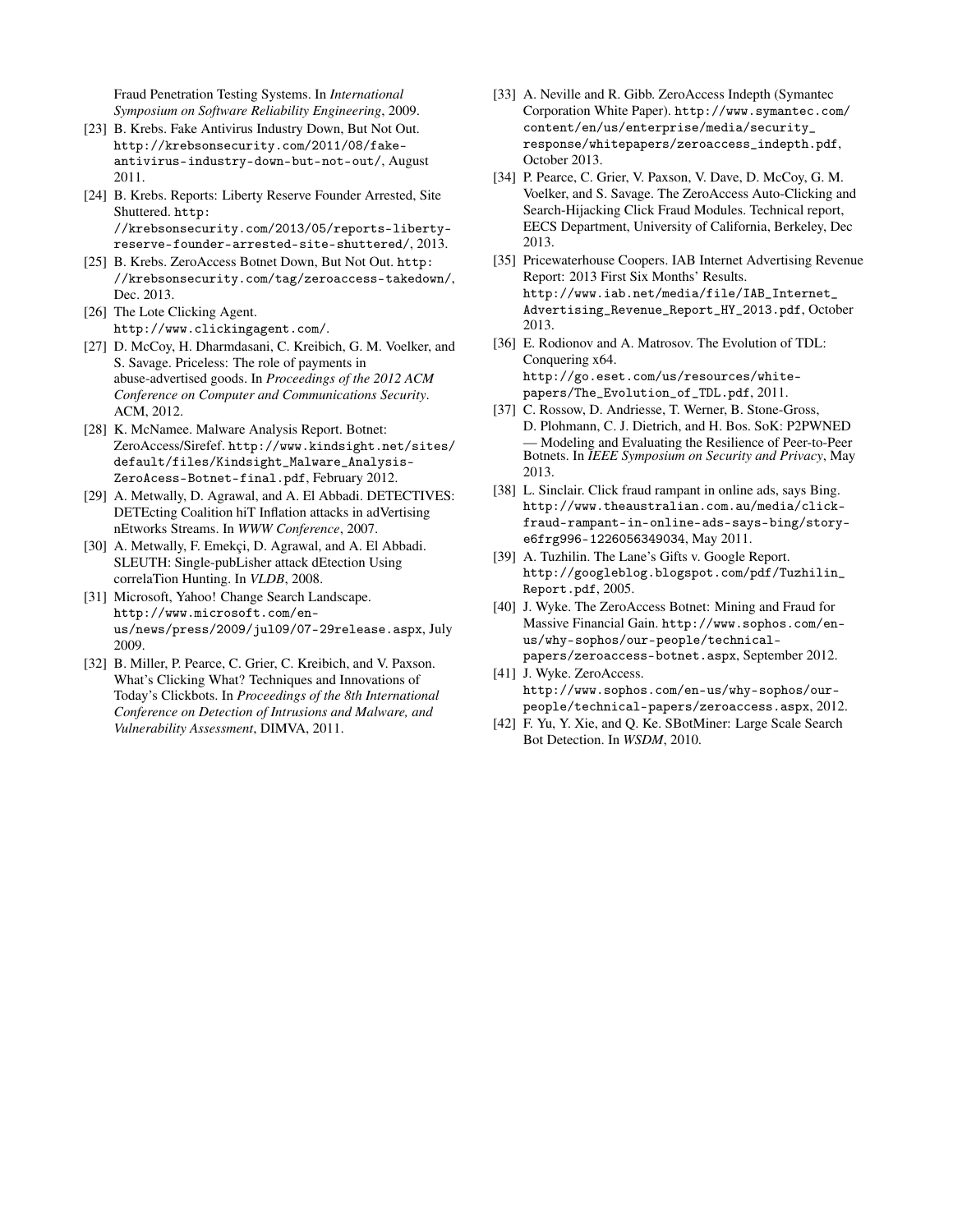Fraud Penetration Testing Systems. In *International Symposium on Software Reliability Engineering*, 2009.

[23] B. Krebs. Fake Antivirus Industry Down, But Not Out. http://krebsonsecurity.com/2011/08/fake-antivirus-industry-down-but-not-out/, August 2011.

[24] B. Krebs. Reports: Liberty Reserve Founder Arrested, Site Shuttered. http://krebsonsecurity.com/2013/05/reports-liberty-reserve-founder-arrested-site-shuttered/, 2013.

[25] B. Krebs. ZeroAccess Botnet Down, But Not Out. http://krebsonsecurity.com/tag/zeroaccess-takedown/, Dec. 2013.

[26] The Lote Clicking Agent. http://www.clickingagent.com/.

[27] D. McCoy, H. Dharmdasani, C. Kreibich, G. M. Voelker, and S. Savage. Priceless: The role of payments in abuse-advertised goods. In *Proceedings of the 2012 ACM Conference on Computer and Communications Security*. ACM, 2012.

[28] K. McNamee. Malware Analysis Report. Botnet: ZeroAccess/Sirefef. http://www.kindsight.net/sites/default/files/Kindsight_Malware_Analysis-ZeroAcess-Botnet-final.pdf, February 2012.

[29] A. Metwally, D. Agrawal, and A. El Abbadi. DETECTIVES: DETEcting Coalition hiT Inflation attacks in adVertising nEtworks Streams. In *WWW Conference*, 2007.

[30] A. Metwally, F. Emekçi, D. Agrawal, and A. El Abbadi. SLEUTH: Single-pubLisher attack dEtection Using correlaTion Hunting. In *VLDB*, 2008.

[31] Microsoft, Yahoo! Change Search Landscape. http://www.microsoft.com/en-us/news/press/2009/jul09/07-29release.aspx, July 2009.

[32] B. Miller, P. Pearce, C. Grier, C. Kreibich, and V. Paxson. What's Clicking What? Techniques and Innovations of Today's Clickbots. In *Proceedings of the 8th International Conference on Detection of Intrusions and Malware, and Vulnerability Assessment*, DIMVA, 2011.

[33] A. Neville and R. Gibb. ZeroAccess Indepth (Symantec Corporation White Paper). http://www.symantec.com/content/en/us/enterprise/media/security_response/whitepapers/zeroaccess_indepth.pdf, October 2013.

[34] P. Pearce, C. Grier, V. Paxson, V. Dave, D. McCoy, G. M. Voelker, and S. Savage. The ZeroAccess Auto-Clicking and Search-Hijacking Click Fraud Modules. Technical report, EECS Department, University of California, Berkeley, Dec 2013.

[35] Pricewaterhouse Coopers. IAB Internet Advertising Revenue Report: 2013 First Six Months' Results. http://www.iab.net/media/file/IAB_Internet_Advertising_Revenue_Report_HY_2013.pdf, October 2013.

[36] E. Rodionov and A. Matrosov. The Evolution of TDL: Conquering x64. http://go.eset.com/us/resources/white-papers/The_Evolution_of_TDL.pdf, 2011.

[37] C. Rossow, D. Andriesse, T. Werner, B. Stone-Gross, D. Plohmann, C. J. Dietrich, and H. Bos. SoK: P2PWNED — Modeling and Evaluating the Resilience of Peer-to-Peer Botnets. In *IEEE Symposium on Security and Privacy*, May 2013.

[38] L. Sinclair. Click fraud rampant in online ads, says Bing. http://www.theaustralian.com.au/media/click-fraud-rampant-in-online-ads-says-bing/story-e6frg996-1226056349034, May 2011.

[39] A. Tuzhilin. The Lane's Gifts v. Google Report. http://googleblog.blogspot.com/pdf/Tuzhilin_Report.pdf, 2005.

[40] J. Wyke. The ZeroAccess Botnet: Mining and Fraud for Massive Financial Gain. http://www.sophos.com/en-us/why-sophos/our-people/technical-papers/zeroaccess-botnet.aspx, September 2012.

[41] J. Wyke. ZeroAccess. http://www.sophos.com/en-us/why-sophos/our-people/technical-papers/zeroaccess.aspx, 2012.

[42] F. Yu, Y. Xie, and Q. Ke. SBotMiner: Large Scale Search Bot Detection. In *WSDM*, 2010.